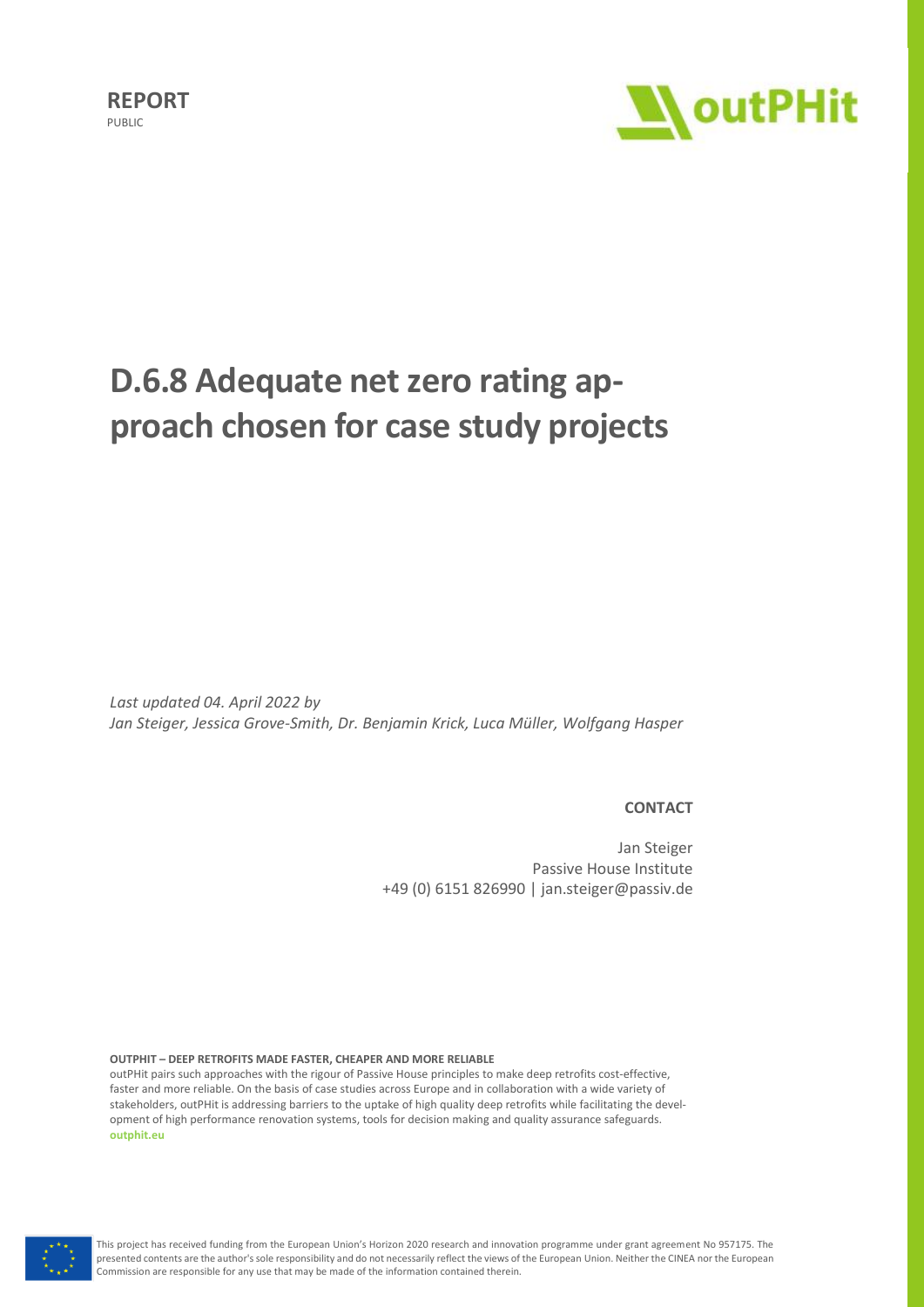**REPORT**

PUBLIC

# D.6.8 Adequate net zero rating approach chosen for case study projects

*Last updated 04. April 2022 by*
*Jan Steiger, Jessica Grove-Smith, Dr. Benjamin Krick, Luca Müller, Wolfgang Hasper*

**CONTACT**

Jan Steiger
Passive House Institute
+49 (0) 6151 826990 | jan.steiger@passiv.de

**OUTPHIT – DEEP RETROFITS MADE FASTER, CHEAPER AND MORE RELIABLE**

outPHit pairs such approaches with the rigour of Passive House principles to make deep retrofits cost-effective, faster and more reliable. On the basis of case studies across Europe and in collaboration with a wide variety of stakeholders, outPHit is addressing barriers to the uptake of high quality deep retrofits while facilitating the development of high performance renovation systems, tools for decision making and quality assurance safeguards.
**outphit.eu**

This project has received funding from the European Union's Horizon 2020 research and innovation programme under grant agreement No 957175. The presented contents are the author's sole responsibility and do not necessarily reflect the views of the European Union. Neither the CINEA nor the European Commission are responsible for any use that may be made of the information contained therein.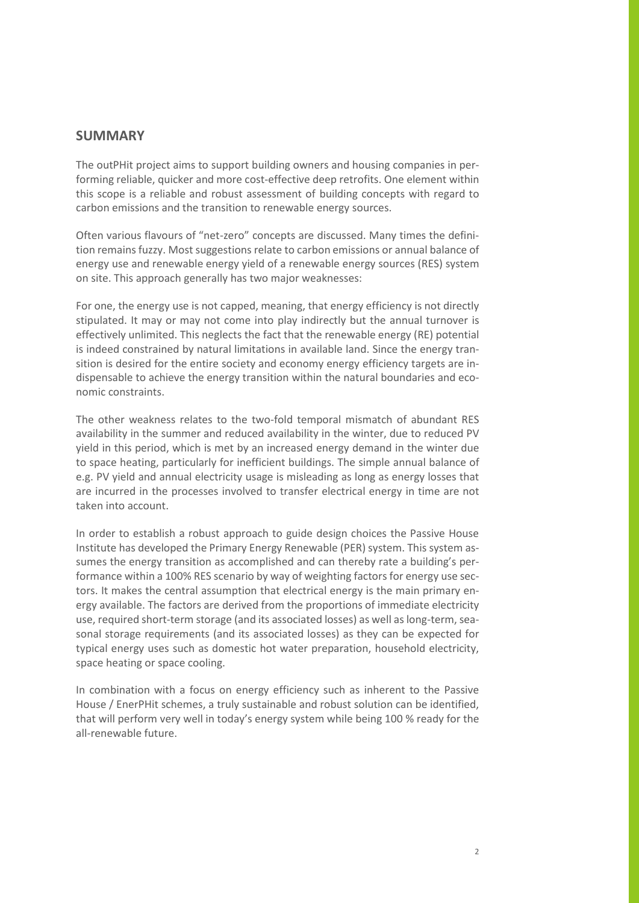## SUMMARY

The outPHit project aims to support building owners and housing companies in performing reliable, quicker and more cost-effective deep retrofits. One element within this scope is a reliable and robust assessment of building concepts with regard to carbon emissions and the transition to renewable energy sources.

Often various flavours of "net-zero" concepts are discussed. Many times the definition remains fuzzy. Most suggestions relate to carbon emissions or annual balance of energy use and renewable energy yield of a renewable energy sources (RES) system on site. This approach generally has two major weaknesses:

For one, the energy use is not capped, meaning, that energy efficiency is not directly stipulated. It may or may not come into play indirectly but the annual turnover is effectively unlimited. This neglects the fact that the renewable energy (RE) potential is indeed constrained by natural limitations in available land. Since the energy transition is desired for the entire society and economy energy efficiency targets are indispensable to achieve the energy transition within the natural boundaries and economic constraints.

The other weakness relates to the two-fold temporal mismatch of abundant RES availability in the summer and reduced availability in the winter, due to reduced PV yield in this period, which is met by an increased energy demand in the winter due to space heating, particularly for inefficient buildings. The simple annual balance of e.g. PV yield and annual electricity usage is misleading as long as energy losses that are incurred in the processes involved to transfer electrical energy in time are not taken into account.

In order to establish a robust approach to guide design choices the Passive House Institute has developed the Primary Energy Renewable (PER) system. This system assumes the energy transition as accomplished and can thereby rate a building's performance within a 100% RES scenario by way of weighting factors for energy use sectors. It makes the central assumption that electrical energy is the main primary energy available. The factors are derived from the proportions of immediate electricity use, required short-term storage (and its associated losses) as well as long-term, seasonal storage requirements (and its associated losses) as they can be expected for typical energy uses such as domestic hot water preparation, household electricity, space heating or space cooling.

In combination with a focus on energy efficiency such as inherent to the Passive House / EnerPHit schemes, a truly sustainable and robust solution can be identified, that will perform very well in today's energy system while being 100 % ready for the all-renewable future.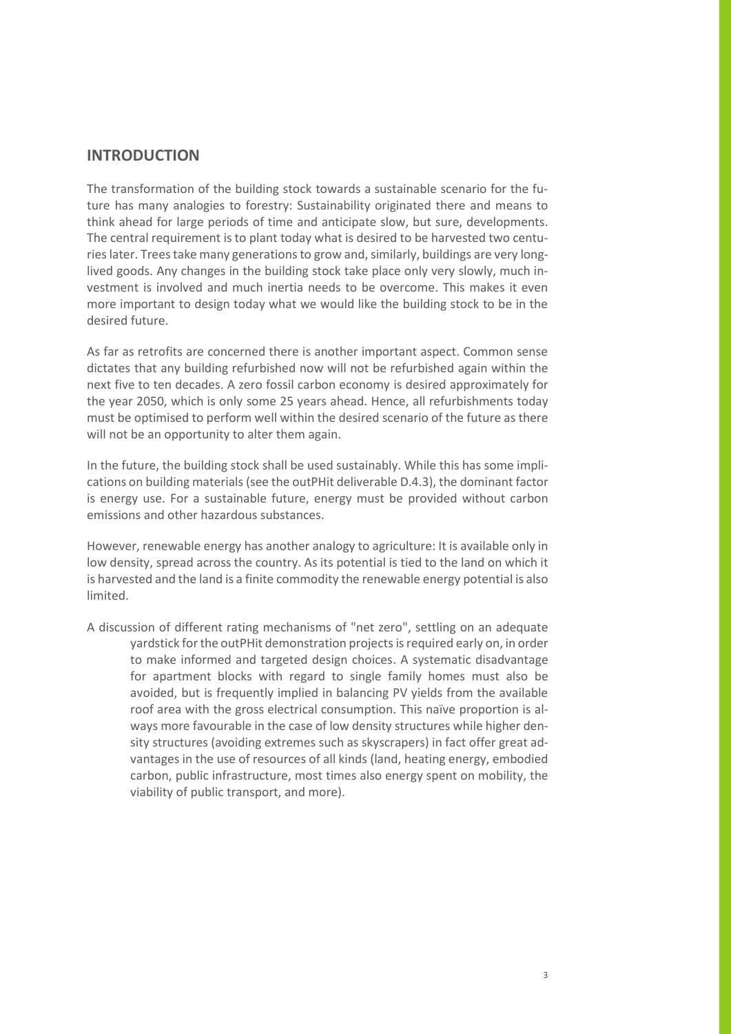## INTRODUCTION

The transformation of the building stock towards a sustainable scenario for the future has many analogies to forestry: Sustainability originated there and means to think ahead for large periods of time and anticipate slow, but sure, developments. The central requirement is to plant today what is desired to be harvested two centuries later. Trees take many generations to grow and, similarly, buildings are very long-lived goods. Any changes in the building stock take place only very slowly, much investment is involved and much inertia needs to be overcome. This makes it even more important to design today what we would like the building stock to be in the desired future.

As far as retrofits are concerned there is another important aspect. Common sense dictates that any building refurbished now will not be refurbished again within the next five to ten decades. A zero fossil carbon economy is desired approximately for the year 2050, which is only some 25 years ahead. Hence, all refurbishments today must be optimised to perform well within the desired scenario of the future as there will not be an opportunity to alter them again.

In the future, the building stock shall be used sustainably. While this has some implications on building materials (see the outPHit deliverable D.4.3), the dominant factor is energy use. For a sustainable future, energy must be provided without carbon emissions and other hazardous substances.

However, renewable energy has another analogy to agriculture: It is available only in low density, spread across the country. As its potential is tied to the land on which it is harvested and the land is a finite commodity the renewable energy potential is also limited.

A discussion of different rating mechanisms of "net zero", settling on an adequate yardstick for the outPHit demonstration projects is required early on, in order to make informed and targeted design choices. A systematic disadvantage for apartment blocks with regard to single family homes must also be avoided, but is frequently implied in balancing PV yields from the available roof area with the gross electrical consumption. This naïve proportion is always more favourable in the case of low density structures while higher density structures (avoiding extremes such as skyscrapers) in fact offer great advantages in the use of resources of all kinds (land, heating energy, embodied carbon, public infrastructure, most times also energy spent on mobility, the viability of public transport, and more).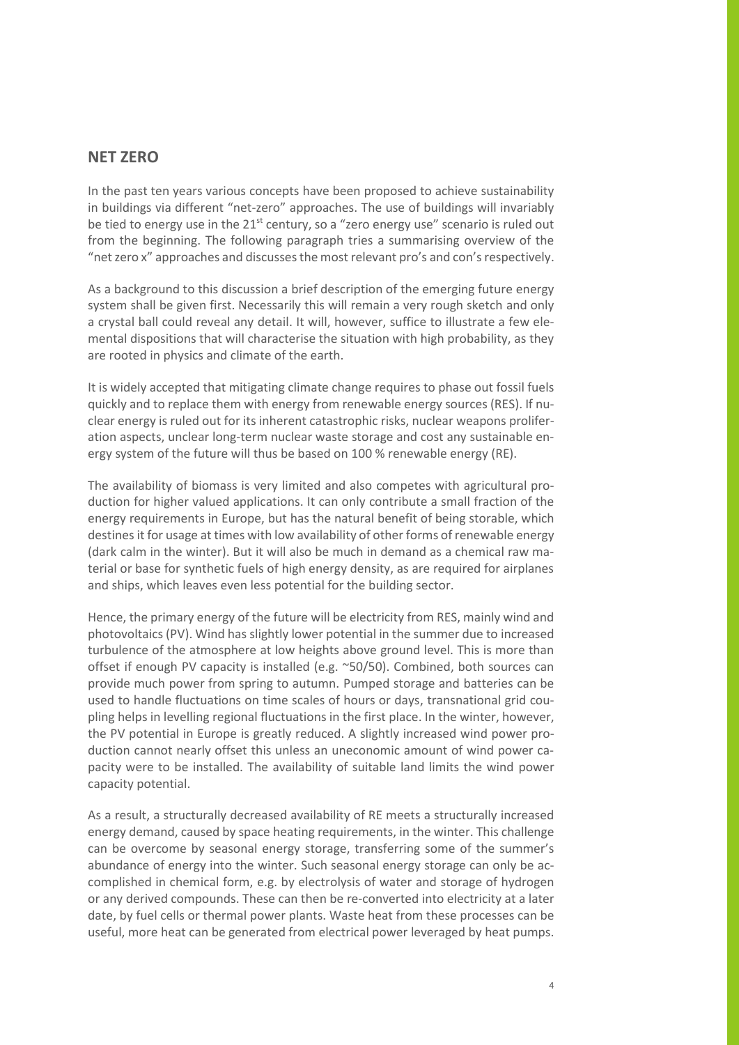## NET ZERO

In the past ten years various concepts have been proposed to achieve sustainability in buildings via different "net-zero" approaches. The use of buildings will invariably be tied to energy use in the 21st century, so a "zero energy use" scenario is ruled out from the beginning. The following paragraph tries a summarising overview of the "net zero x" approaches and discusses the most relevant pro's and con's respectively.

As a background to this discussion a brief description of the emerging future energy system shall be given first. Necessarily this will remain a very rough sketch and only a crystal ball could reveal any detail. It will, however, suffice to illustrate a few elemental dispositions that will characterise the situation with high probability, as they are rooted in physics and climate of the earth.

It is widely accepted that mitigating climate change requires to phase out fossil fuels quickly and to replace them with energy from renewable energy sources (RES). If nuclear energy is ruled out for its inherent catastrophic risks, nuclear weapons proliferation aspects, unclear long-term nuclear waste storage and cost any sustainable energy system of the future will thus be based on 100 % renewable energy (RE).

The availability of biomass is very limited and also competes with agricultural production for higher valued applications. It can only contribute a small fraction of the energy requirements in Europe, but has the natural benefit of being storable, which destines it for usage at times with low availability of other forms of renewable energy (dark calm in the winter). But it will also be much in demand as a chemical raw material or base for synthetic fuels of high energy density, as are required for airplanes and ships, which leaves even less potential for the building sector.

Hence, the primary energy of the future will be electricity from RES, mainly wind and photovoltaics (PV). Wind has slightly lower potential in the summer due to increased turbulence of the atmosphere at low heights above ground level. This is more than offset if enough PV capacity is installed (e.g. ~50/50). Combined, both sources can provide much power from spring to autumn. Pumped storage and batteries can be used to handle fluctuations on time scales of hours or days, transnational grid coupling helps in levelling regional fluctuations in the first place. In the winter, however, the PV potential in Europe is greatly reduced. A slightly increased wind power production cannot nearly offset this unless an uneconomic amount of wind power capacity were to be installed. The availability of suitable land limits the wind power capacity potential.

As a result, a structurally decreased availability of RE meets a structurally increased energy demand, caused by space heating requirements, in the winter. This challenge can be overcome by seasonal energy storage, transferring some of the summer's abundance of energy into the winter. Such seasonal energy storage can only be accomplished in chemical form, e.g. by electrolysis of water and storage of hydrogen or any derived compounds. These can then be re-converted into electricity at a later date, by fuel cells or thermal power plants. Waste heat from these processes can be useful, more heat can be generated from electrical power leveraged by heat pumps.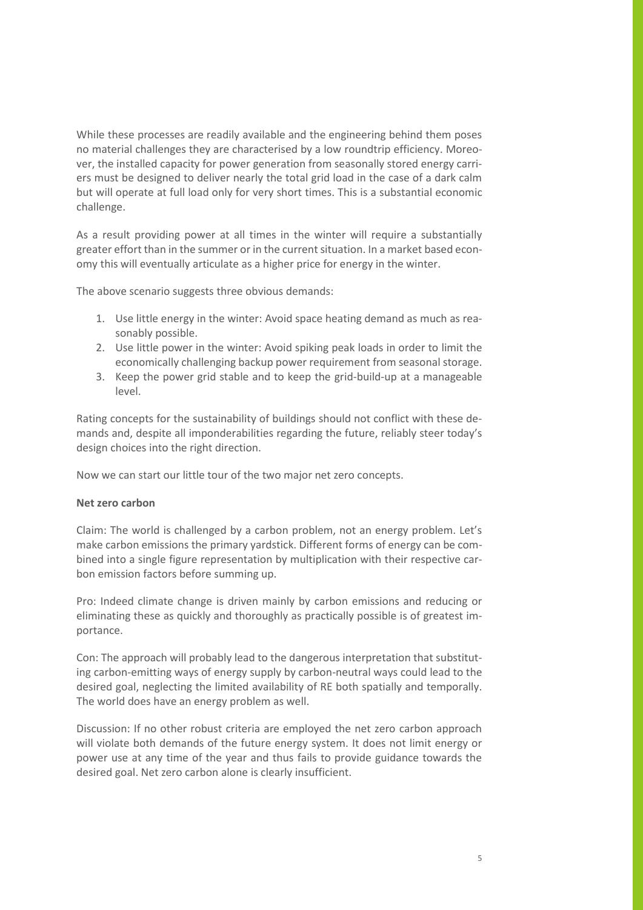While these processes are readily available and the engineering behind them poses no material challenges they are characterised by a low roundtrip efficiency. Moreover, the installed capacity for power generation from seasonally stored energy carriers must be designed to deliver nearly the total grid load in the case of a dark calm but will operate at full load only for very short times. This is a substantial economic challenge.

As a result providing power at all times in the winter will require a substantially greater effort than in the summer or in the current situation. In a market based economy this will eventually articulate as a higher price for energy in the winter.

The above scenario suggests three obvious demands:

1. Use little energy in the winter: Avoid space heating demand as much as reasonably possible.
2. Use little power in the winter: Avoid spiking peak loads in order to limit the economically challenging backup power requirement from seasonal storage.
3. Keep the power grid stable and to keep the grid-build-up at a manageable level.

Rating concepts for the sustainability of buildings should not conflict with these demands and, despite all imponderabilities regarding the future, reliably steer today's design choices into the right direction.

Now we can start our little tour of the two major net zero concepts.

**Net zero carbon**

Claim: The world is challenged by a carbon problem, not an energy problem. Let's make carbon emissions the primary yardstick. Different forms of energy can be combined into a single figure representation by multiplication with their respective carbon emission factors before summing up.

Pro: Indeed climate change is driven mainly by carbon emissions and reducing or eliminating these as quickly and thoroughly as practically possible is of greatest importance.

Con: The approach will probably lead to the dangerous interpretation that substituting carbon-emitting ways of energy supply by carbon-neutral ways could lead to the desired goal, neglecting the limited availability of RE both spatially and temporally. The world does have an energy problem as well.

Discussion: If no other robust criteria are employed the net zero carbon approach will violate both demands of the future energy system. It does not limit energy or power use at any time of the year and thus fails to provide guidance towards the desired goal. Net zero carbon alone is clearly insufficient.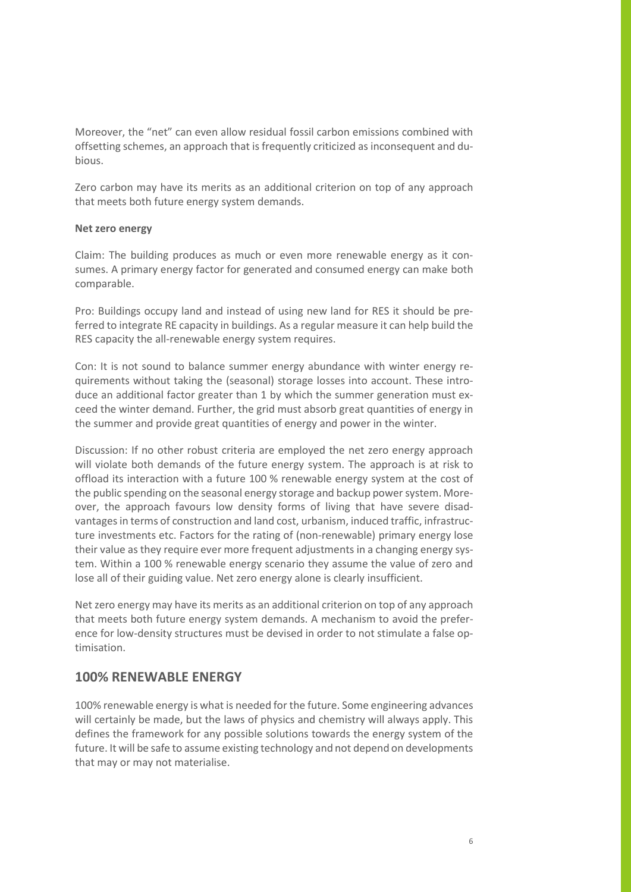Moreover, the "net" can even allow residual fossil carbon emissions combined with offsetting schemes, an approach that is frequently criticized as inconsequent and dubious.

Zero carbon may have its merits as an additional criterion on top of any approach that meets both future energy system demands.

**Net zero energy**

Claim: The building produces as much or even more renewable energy as it consumes. A primary energy factor for generated and consumed energy can make both comparable.

Pro: Buildings occupy land and instead of using new land for RES it should be preferred to integrate RE capacity in buildings. As a regular measure it can help build the RES capacity the all-renewable energy system requires.

Con: It is not sound to balance summer energy abundance with winter energy requirements without taking the (seasonal) storage losses into account. These introduce an additional factor greater than 1 by which the summer generation must exceed the winter demand. Further, the grid must absorb great quantities of energy in the summer and provide great quantities of energy and power in the winter.

Discussion: If no other robust criteria are employed the net zero energy approach will violate both demands of the future energy system. The approach is at risk to offload its interaction with a future 100 % renewable energy system at the cost of the public spending on the seasonal energy storage and backup power system. Moreover, the approach favours low density forms of living that have severe disadvantages in terms of construction and land cost, urbanism, induced traffic, infrastructure investments etc. Factors for the rating of (non-renewable) primary energy lose their value as they require ever more frequent adjustments in a changing energy system. Within a 100 % renewable energy scenario they assume the value of zero and lose all of their guiding value. Net zero energy alone is clearly insufficient.

Net zero energy may have its merits as an additional criterion on top of any approach that meets both future energy system demands. A mechanism to avoid the preference for low-density structures must be devised in order to not stimulate a false optimisation.

## 100% RENEWABLE ENERGY

100% renewable energy is what is needed for the future. Some engineering advances will certainly be made, but the laws of physics and chemistry will always apply. This defines the framework for any possible solutions towards the energy system of the future. It will be safe to assume existing technology and not depend on developments that may or may not materialise.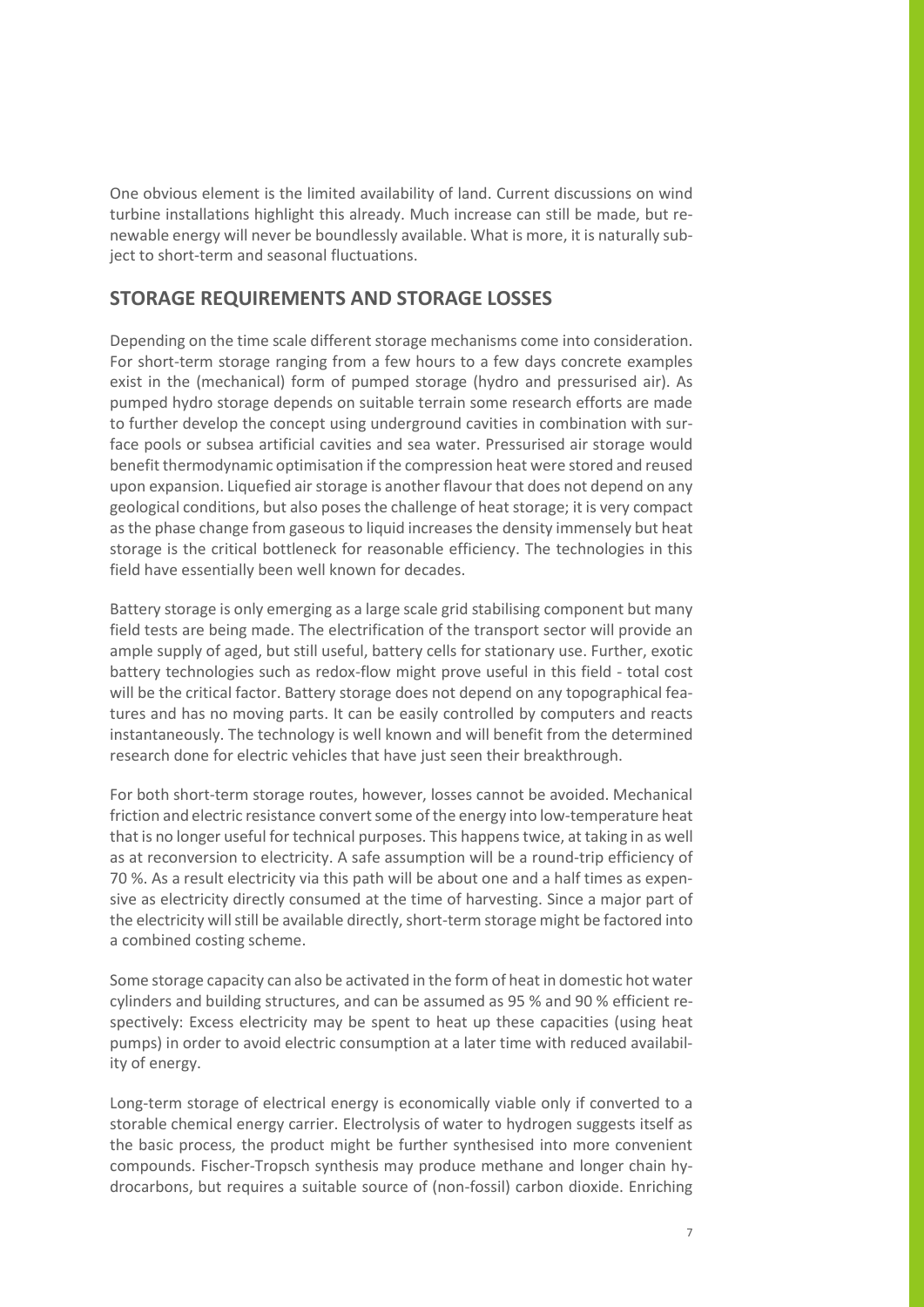One obvious element is the limited availability of land. Current discussions on wind turbine installations highlight this already. Much increase can still be made, but renewable energy will never be boundlessly available. What is more, it is naturally subject to short-term and seasonal fluctuations.

## STORAGE REQUIREMENTS AND STORAGE LOSSES

Depending on the time scale different storage mechanisms come into consideration. For short-term storage ranging from a few hours to a few days concrete examples exist in the (mechanical) form of pumped storage (hydro and pressurised air). As pumped hydro storage depends on suitable terrain some research efforts are made to further develop the concept using underground cavities in combination with surface pools or subsea artificial cavities and sea water. Pressurised air storage would benefit thermodynamic optimisation if the compression heat were stored and reused upon expansion. Liquefied air storage is another flavour that does not depend on any geological conditions, but also poses the challenge of heat storage; it is very compact as the phase change from gaseous to liquid increases the density immensely but heat storage is the critical bottleneck for reasonable efficiency. The technologies in this field have essentially been well known for decades.

Battery storage is only emerging as a large scale grid stabilising component but many field tests are being made. The electrification of the transport sector will provide an ample supply of aged, but still useful, battery cells for stationary use. Further, exotic battery technologies such as redox-flow might prove useful in this field - total cost will be the critical factor. Battery storage does not depend on any topographical features and has no moving parts. It can be easily controlled by computers and reacts instantaneously. The technology is well known and will benefit from the determined research done for electric vehicles that have just seen their breakthrough.

For both short-term storage routes, however, losses cannot be avoided. Mechanical friction and electric resistance convert some of the energy into low-temperature heat that is no longer useful for technical purposes. This happens twice, at taking in as well as at reconversion to electricity. A safe assumption will be a round-trip efficiency of 70 %. As a result electricity via this path will be about one and a half times as expensive as electricity directly consumed at the time of harvesting. Since a major part of the electricity will still be available directly, short-term storage might be factored into a combined costing scheme.

Some storage capacity can also be activated in the form of heat in domestic hot water cylinders and building structures, and can be assumed as 95 % and 90 % efficient respectively: Excess electricity may be spent to heat up these capacities (using heat pumps) in order to avoid electric consumption at a later time with reduced availability of energy.

Long-term storage of electrical energy is economically viable only if converted to a storable chemical energy carrier. Electrolysis of water to hydrogen suggests itself as the basic process, the product might be further synthesised into more convenient compounds. Fischer-Tropsch synthesis may produce methane and longer chain hydrocarbons, but requires a suitable source of (non-fossil) carbon dioxide. Enriching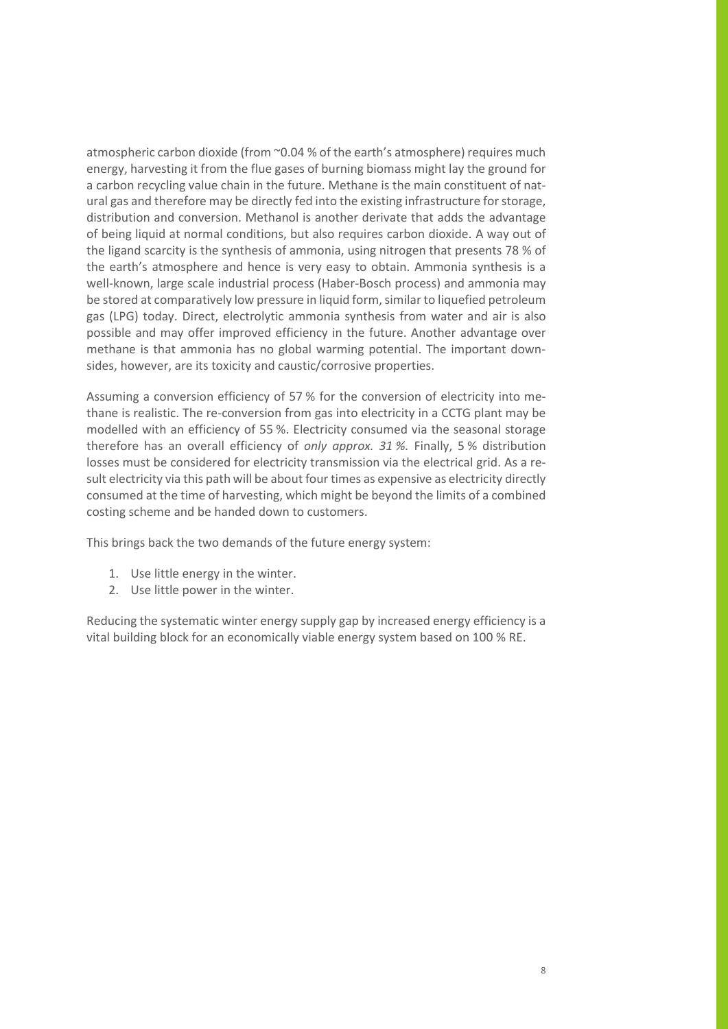atmospheric carbon dioxide (from ~0.04 % of the earth's atmosphere) requires much energy, harvesting it from the flue gases of burning biomass might lay the ground for a carbon recycling value chain in the future. Methane is the main constituent of natural gas and therefore may be directly fed into the existing infrastructure for storage, distribution and conversion. Methanol is another derivate that adds the advantage of being liquid at normal conditions, but also requires carbon dioxide. A way out of the ligand scarcity is the synthesis of ammonia, using nitrogen that presents 78 % of the earth's atmosphere and hence is very easy to obtain. Ammonia synthesis is a well-known, large scale industrial process (Haber-Bosch process) and ammonia may be stored at comparatively low pressure in liquid form, similar to liquefied petroleum gas (LPG) today. Direct, electrolytic ammonia synthesis from water and air is also possible and may offer improved efficiency in the future. Another advantage over methane is that ammonia has no global warming potential. The important downsides, however, are its toxicity and caustic/corrosive properties.

Assuming a conversion efficiency of 57 % for the conversion of electricity into methane is realistic. The re-conversion from gas into electricity in a CCTG plant may be modelled with an efficiency of 55 %. Electricity consumed via the seasonal storage therefore has an overall efficiency of *only approx. 31 %.* Finally, 5 % distribution losses must be considered for electricity transmission via the electrical grid. As a result electricity via this path will be about four times as expensive as electricity directly consumed at the time of harvesting, which might be beyond the limits of a combined costing scheme and be handed down to customers.

This brings back the two demands of the future energy system:

1. Use little energy in the winter.
2. Use little power in the winter.

Reducing the systematic winter energy supply gap by increased energy efficiency is a vital building block for an economically viable energy system based on 100 % RE.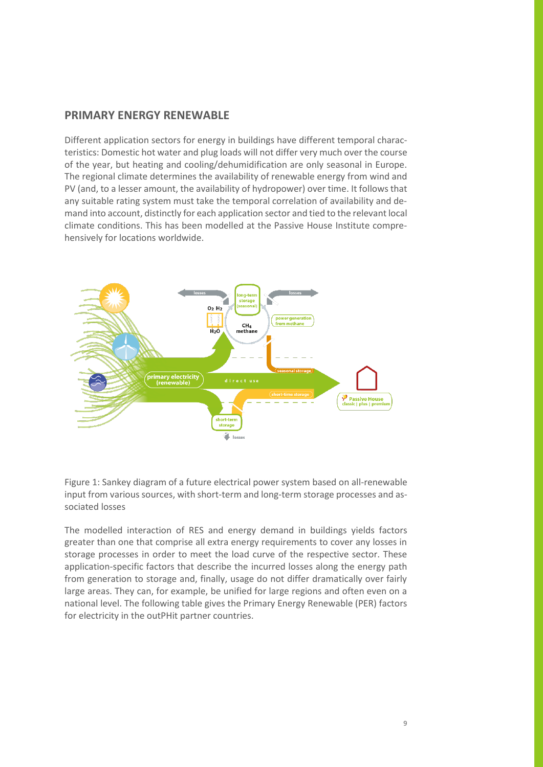## PRIMARY ENERGY RENEWABLE

Different application sectors for energy in buildings have different temporal characteristics: Domestic hot water and plug loads will not differ very much over the course of the year, but heating and cooling/dehumidification are only seasonal in Europe. The regional climate determines the availability of renewable energy from wind and PV (and, to a lesser amount, the availability of hydropower) over time. It follows that any suitable rating system must take the temporal correlation of availability and demand into account, distinctly for each application sector and tied to the relevant local climate conditions. This has been modelled at the Passive House Institute comprehensively for locations worldwide.

Figure 1: Sankey diagram of a future electrical power system based on all-renewable input from various sources, with short-term and long-term storage processes and associated losses

The modelled interaction of RES and energy demand in buildings yields factors greater than one that comprise all extra energy requirements to cover any losses in storage processes in order to meet the load curve of the respective sector. These application-specific factors that describe the incurred losses along the energy path from generation to storage and, finally, usage do not differ dramatically over fairly large areas. They can, for example, be unified for large regions and often even on a national level. The following table gives the Primary Energy Renewable (PER) factors for electricity in the outPHit partner countries.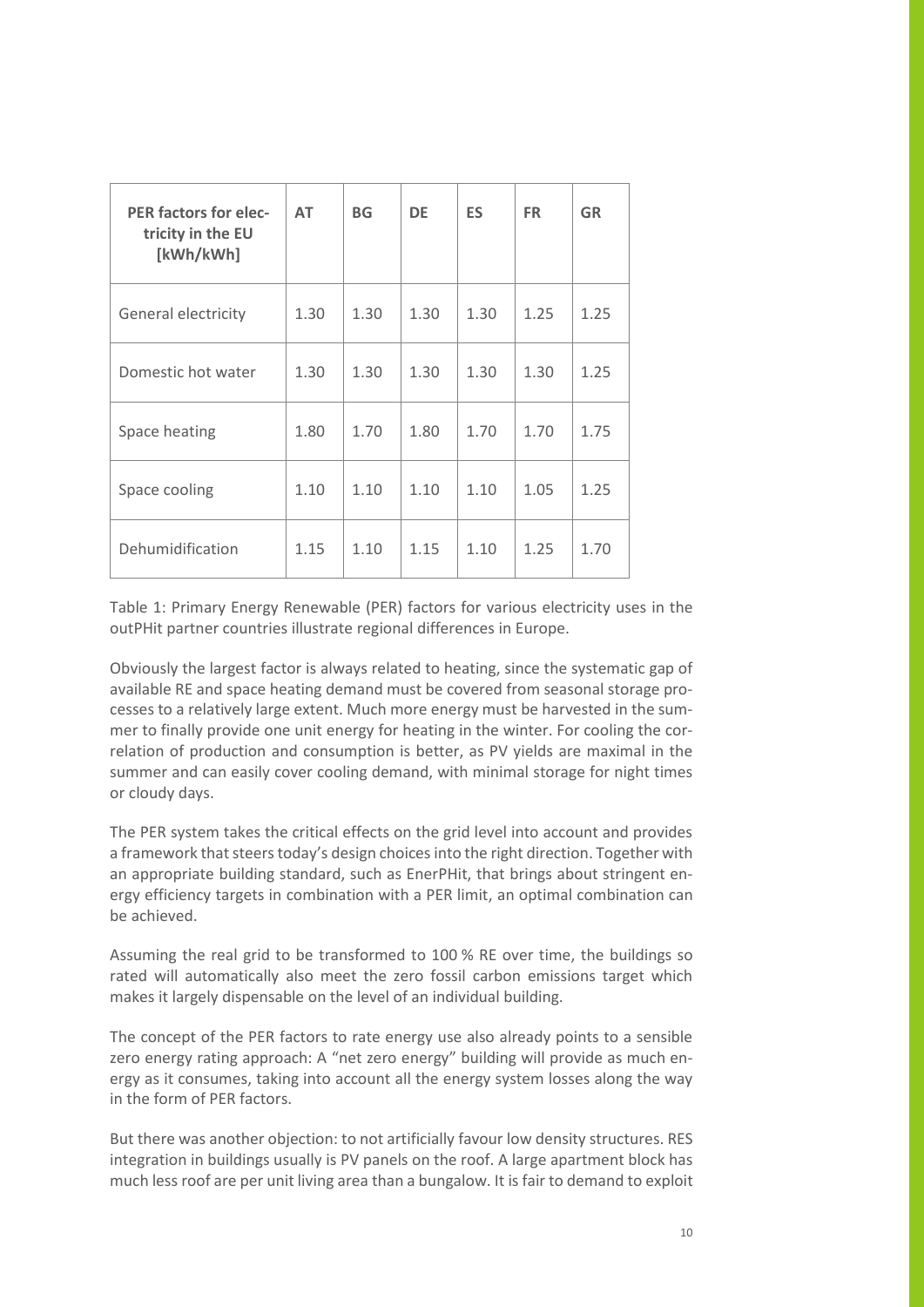| PER factors for electricity in the EU [kWh/kWh] | AT | BG | DE | ES | FR | GR |
|---|---|---|---|---|---|---|
| General electricity | 1.30 | 1.30 | 1.30 | 1.30 | 1.25 | 1.25 |
| Domestic hot water | 1.30 | 1.30 | 1.30 | 1.30 | 1.30 | 1.25 |
| Space heating | 1.80 | 1.70 | 1.80 | 1.70 | 1.70 | 1.75 |
| Space cooling | 1.10 | 1.10 | 1.10 | 1.10 | 1.05 | 1.25 |
| Dehumidification | 1.15 | 1.10 | 1.15 | 1.10 | 1.25 | 1.70 |

Table 1: Primary Energy Renewable (PER) factors for various electricity uses in the outPHit partner countries illustrate regional differences in Europe.

Obviously the largest factor is always related to heating, since the systematic gap of available RE and space heating demand must be covered from seasonal storage processes to a relatively large extent. Much more energy must be harvested in the summer to finally provide one unit energy for heating in the winter. For cooling the correlation of production and consumption is better, as PV yields are maximal in the summer and can easily cover cooling demand, with minimal storage for night times or cloudy days.

The PER system takes the critical effects on the grid level into account and provides a framework that steers today's design choices into the right direction. Together with an appropriate building standard, such as EnerPHit, that brings about stringent energy efficiency targets in combination with a PER limit, an optimal combination can be achieved.

Assuming the real grid to be transformed to 100 % RE over time, the buildings so rated will automatically also meet the zero fossil carbon emissions target which makes it largely dispensable on the level of an individual building.

The concept of the PER factors to rate energy use also already points to a sensible zero energy rating approach: A "net zero energy" building will provide as much energy as it consumes, taking into account all the energy system losses along the way in the form of PER factors.

But there was another objection: to not artificially favour low density structures. RES integration in buildings usually is PV panels on the roof. A large apartment block has much less roof are per unit living area than a bungalow. It is fair to demand to exploit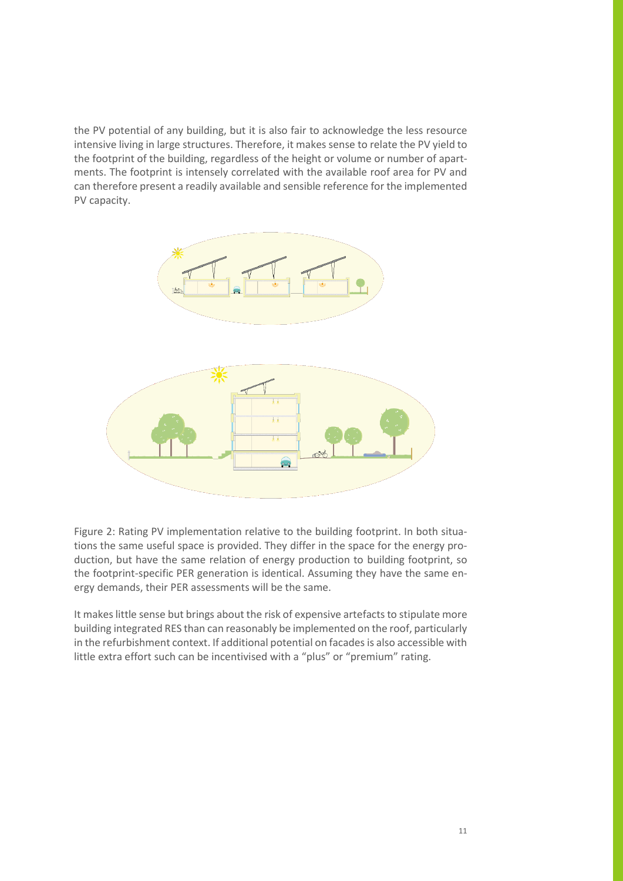the PV potential of any building, but it is also fair to acknowledge the less resource intensive living in large structures. Therefore, it makes sense to relate the PV yield to the footprint of the building, regardless of the height or volume or number of apartments. The footprint is intensely correlated with the available roof area for PV and can therefore present a readily available and sensible reference for the implemented PV capacity.

Figure 2: Rating PV implementation relative to the building footprint. In both situations the same useful space is provided. They differ in the space for the energy production, but have the same relation of energy production to building footprint, so the footprint-specific PER generation is identical. Assuming they have the same energy demands, their PER assessments will be the same.

It makes little sense but brings about the risk of expensive artefacts to stipulate more building integrated RES than can reasonably be implemented on the roof, particularly in the refurbishment context. If additional potential on facades is also accessible with little extra effort such can be incentivised with a "plus" or "premium" rating.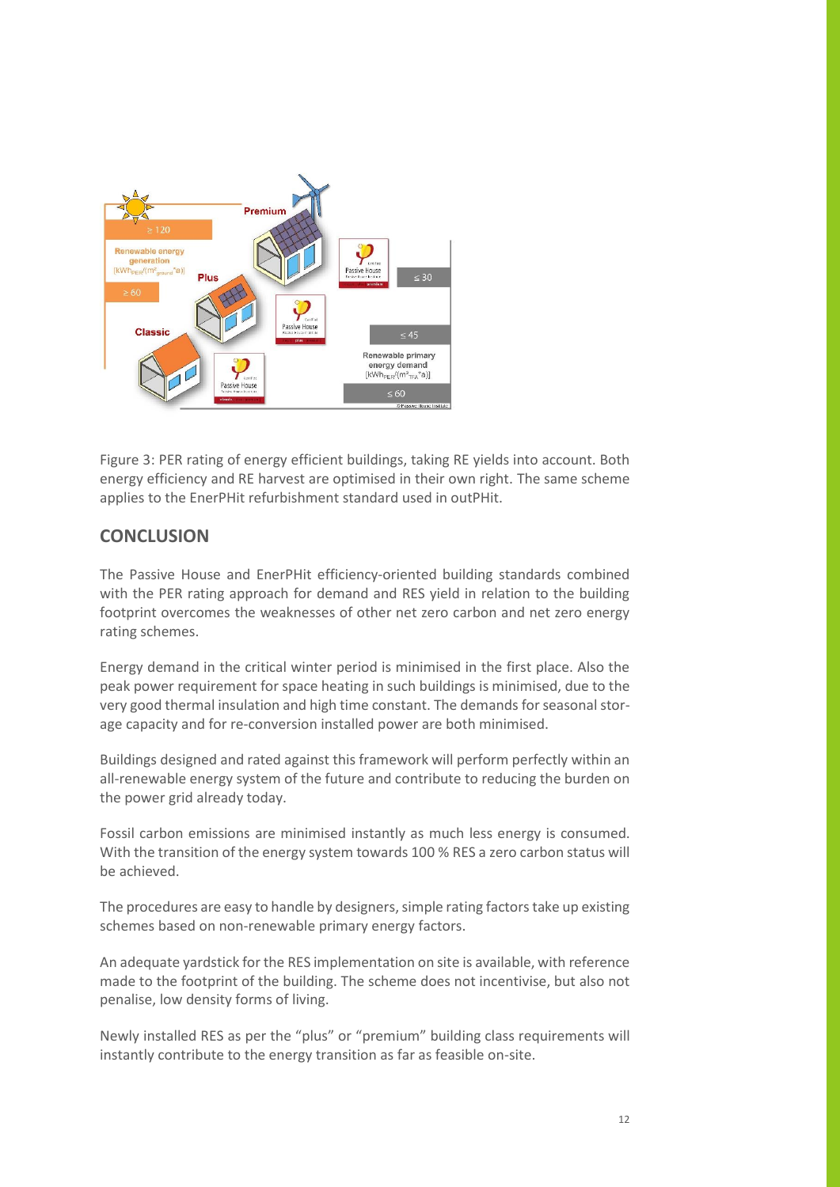Figure 3: PER rating of energy efficient buildings, taking RE yields into account. Both energy efficiency and RE harvest are optimised in their own right. The same scheme applies to the EnerPHit refurbishment standard used in outPHit.

## CONCLUSION

The Passive House and EnerPHit efficiency-oriented building standards combined with the PER rating approach for demand and RES yield in relation to the building footprint overcomes the weaknesses of other net zero carbon and net zero energy rating schemes.

Energy demand in the critical winter period is minimised in the first place. Also the peak power requirement for space heating in such buildings is minimised, due to the very good thermal insulation and high time constant. The demands for seasonal storage capacity and for re-conversion installed power are both minimised.

Buildings designed and rated against this framework will perform perfectly within an all-renewable energy system of the future and contribute to reducing the burden on the power grid already today.

Fossil carbon emissions are minimised instantly as much less energy is consumed. With the transition of the energy system towards 100 % RES a zero carbon status will be achieved.

The procedures are easy to handle by designers, simple rating factors take up existing schemes based on non-renewable primary energy factors.

An adequate yardstick for the RES implementation on site is available, with reference made to the footprint of the building. The scheme does not incentivise, but also not penalise, low density forms of living.

Newly installed RES as per the "plus" or "premium" building class requirements will instantly contribute to the energy transition as far as feasible on-site.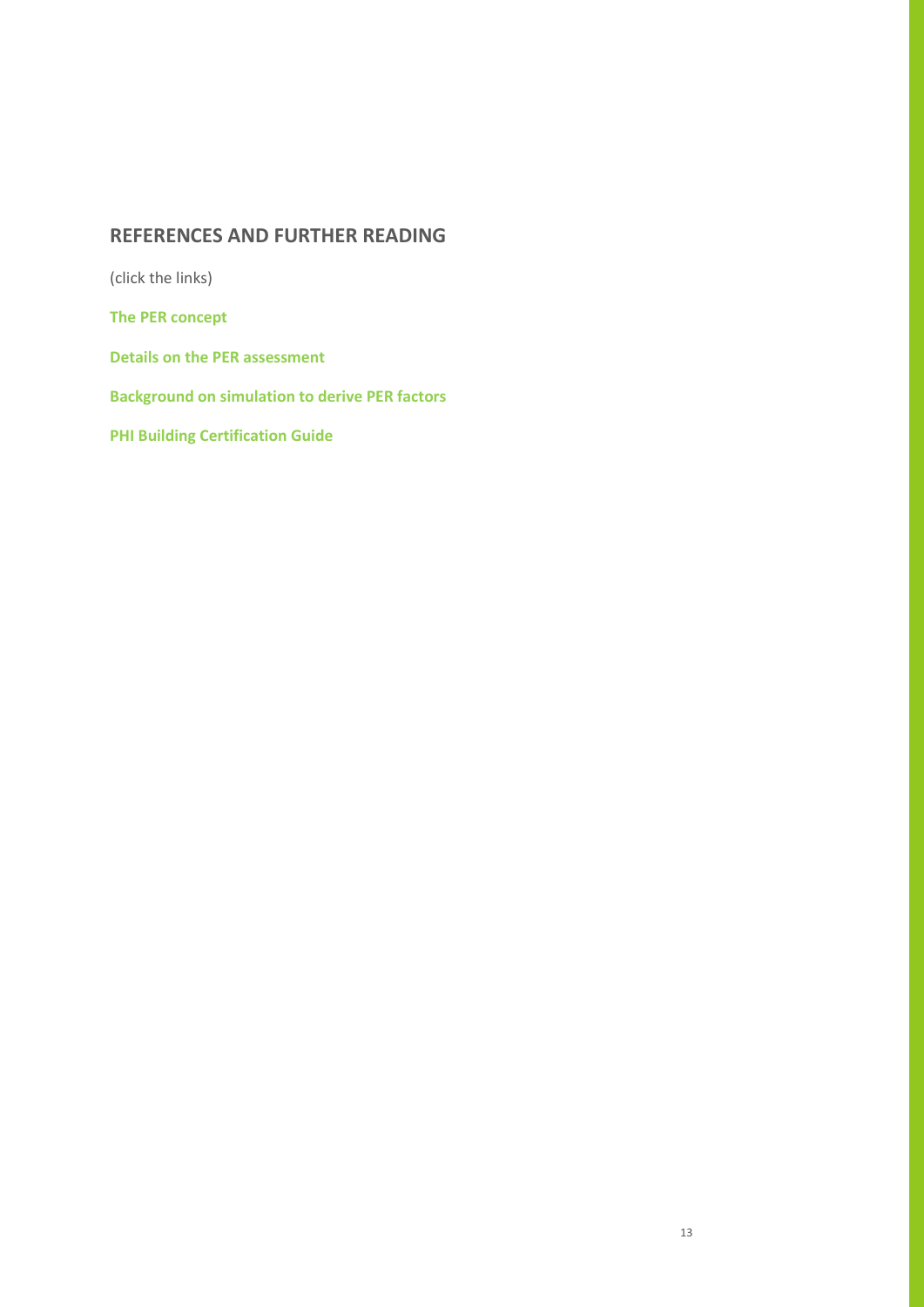## REFERENCES AND FURTHER READING

(click the links)

**The PER concept**

**Details on the PER assessment**

**Background on simulation to derive PER factors**

**PHI Building Certification Guide**